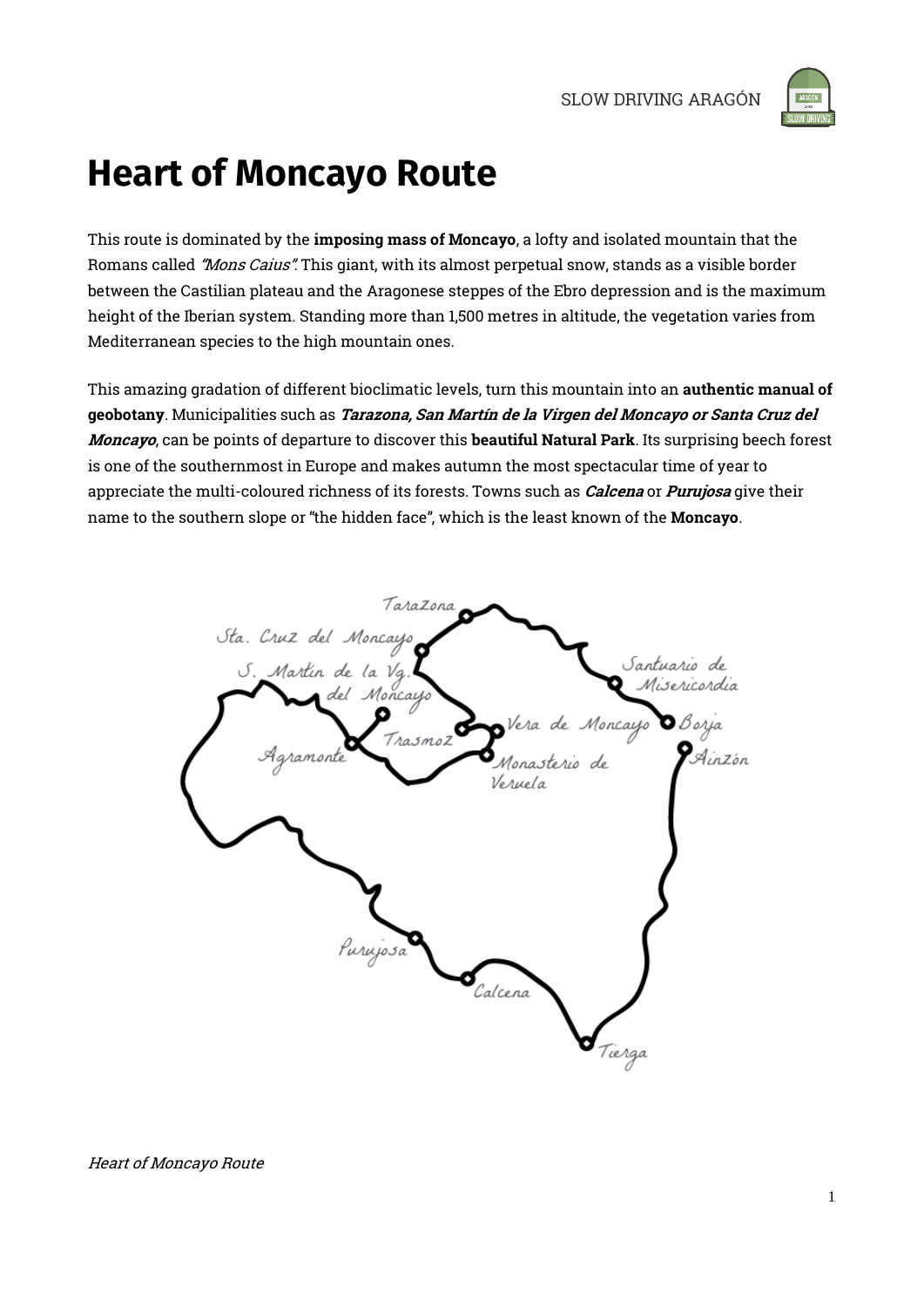# Heart of Moncayo Route

This route is dominated by the **imposing mass of Moncayo**, a lofty and isolated mountain that the Romans called *"Mons Caius".* This giant, with its almost perpetual snow, stands as a visible border between the Castilian plateau and the Aragonese steppes of the Ebro depression and is the maximum height of the Iberian system. Standing more than 1,500 metres in altitude, the vegetation varies from Mediterranean species to the high mountain ones.

This amazing gradation of different bioclimatic levels, turn this mountain into an **authentic manual of geobotany**. Municipalities such as ***Tarazona, San Martín de la Virgen del Moncayo or Santa Cruz del Moncayo***, can be points of departure to discover this **beautiful Natural Park**. Its surprising beech forest is one of the southernmost in Europe and makes autumn the most spectacular time of year to appreciate the multi-coloured richness of its forests. Towns such as ***Calcena*** or ***Purujosa*** give their name to the southern slope or "the hidden face", which is the least known of the **Moncayo**.

*Heart of Moncayo Route*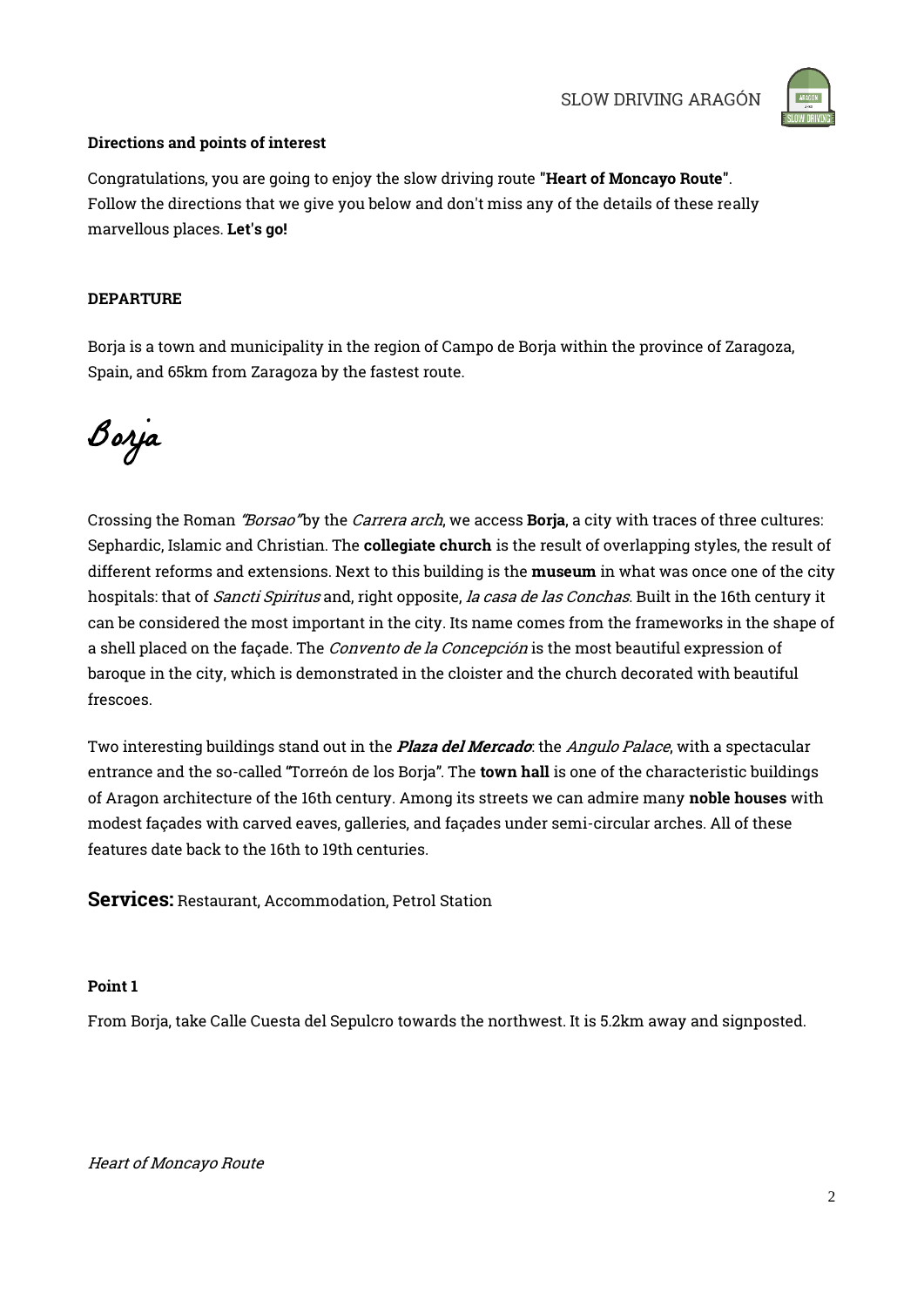**Directions and points of interest**

Congratulations, you are going to enjoy the slow driving route "**Heart of Moncayo Route**". Follow the directions that we give you below and don't miss any of the details of these really marvellous places. **Let's go!**

**DEPARTURE**

Borja is a town and municipality in the region of Campo de Borja within the province of Zaragoza, Spain, and 65km from Zaragoza by the fastest route.

# Borja

Crossing the Roman *"Borsao"* by the *Carrera arch*, we access **Borja**, a city with traces of three cultures: Sephardic, Islamic and Christian. The **collegiate church** is the result of overlapping styles, the result of different reforms and extensions. Next to this building is the **museum** in what was once one of the city hospitals: that of *Sancti Spiritus* and, right opposite, *la casa de las Conchas*. Built in the 16th century it can be considered the most important in the city. Its name comes from the frameworks in the shape of a shell placed on the façade. The *Convento de la Concepción* is the most beautiful expression of baroque in the city, which is demonstrated in the cloister and the church decorated with beautiful frescoes.

Two interesting buildings stand out in the ***Plaza del Mercado***: the *Angulo Palace*, with a spectacular entrance and the so-called "Torreón de los Borja". The **town hall** is one of the characteristic buildings of Aragon architecture of the 16th century. Among its streets we can admire many **noble houses** with modest façades with carved eaves, galleries, and façades under semi-circular arches. All of these features date back to the 16th to 19th centuries.

**Services:** Restaurant, Accommodation, Petrol Station

**Point 1**

From Borja, take Calle Cuesta del Sepulcro towards the northwest. It is 5.2km away and signposted.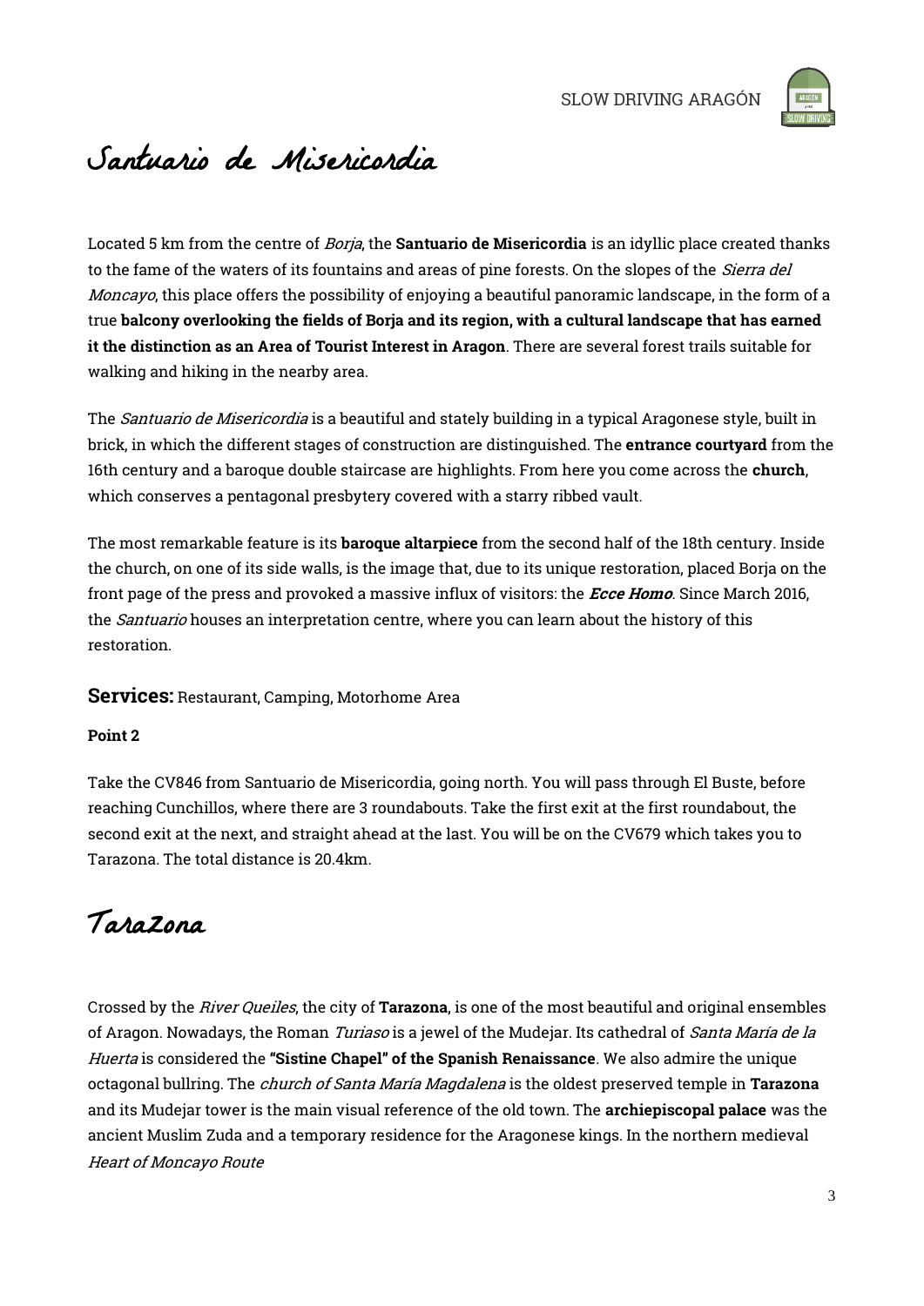# Santuario de Misericordia

Located 5 km from the centre of *Borja*, the **Santuario de Misericordia** is an idyllic place created thanks to the fame of the waters of its fountains and areas of pine forests. On the slopes of the *Sierra del Moncayo*, this place offers the possibility of enjoying a beautiful panoramic landscape, in the form of a true **balcony overlooking the fields of Borja and its region, with a cultural landscape that has earned it the distinction as an Area of Tourist Interest in Aragon**. There are several forest trails suitable for walking and hiking in the nearby area.

The *Santuario de Misericordia* is a beautiful and stately building in a typical Aragonese style, built in brick, in which the different stages of construction are distinguished. The **entrance courtyard** from the 16th century and a baroque double staircase are highlights. From here you come across the **church**, which conserves a pentagonal presbytery covered with a starry ribbed vault.

The most remarkable feature is its **baroque altarpiece** from the second half of the 18th century. Inside the church, on one of its side walls, is the image that, due to its unique restoration, placed Borja on the front page of the press and provoked a massive influx of visitors: the ***Ecce Homo***. Since March 2016, the *Santuario* houses an interpretation centre, where you can learn about the history of this restoration.

**Services:** Restaurant, Camping, Motorhome Area

**Point 2**

Take the CV846 from Santuario de Misericordia, going north. You will pass through El Buste, before reaching Cunchillos, where there are 3 roundabouts. Take the first exit at the first roundabout, the second exit at the next, and straight ahead at the last. You will be on the CV679 which takes you to Tarazona. The total distance is 20.4km.

# Tarazona

Crossed by the *River Queiles*, the city of **Tarazona**, is one of the most beautiful and original ensembles of Aragon. Nowadays, the Roman *Turiaso* is a jewel of the Mudejar. Its cathedral of *Santa María de la Huerta* is considered the **"Sistine Chapel" of the Spanish Renaissance**. We also admire the unique octagonal bullring. The *church of Santa María Magdalena* is the oldest preserved temple in **Tarazona** and its Mudejar tower is the main visual reference of the old town. The **archiepiscopal palace** was the ancient Muslim Zuda and a temporary residence for the Aragonese kings. In the northern medieval *Heart of Moncayo Route*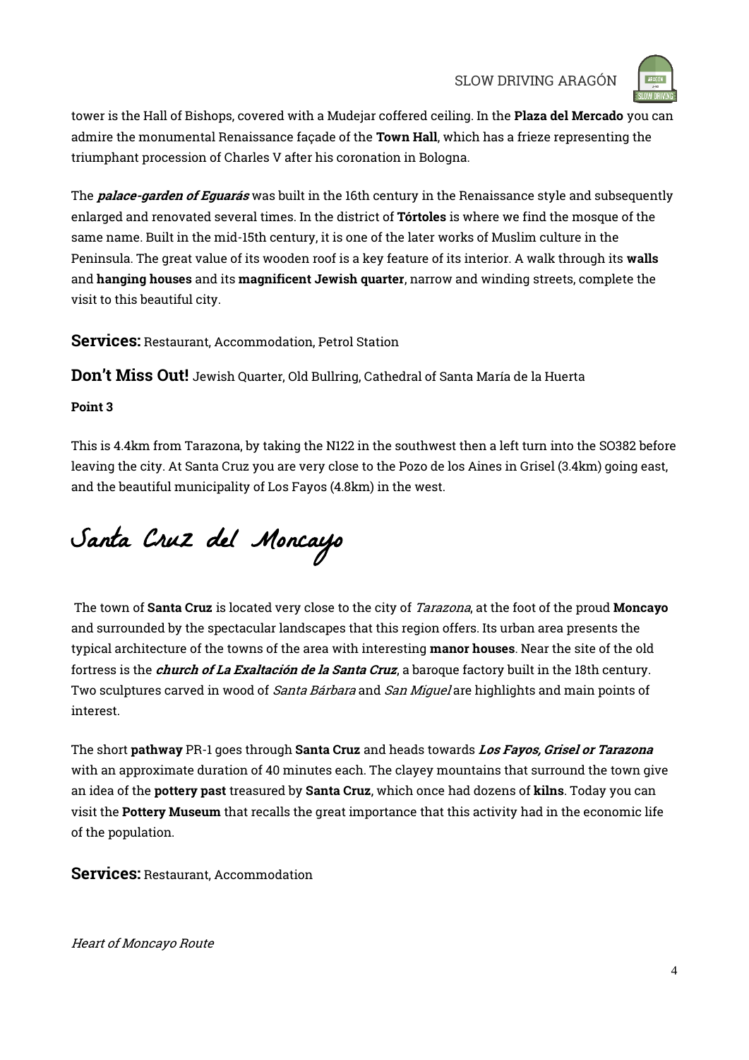tower is the Hall of Bishops, covered with a Mudejar coffered ceiling. In the **Plaza del Mercado** you can admire the monumental Renaissance façade of the **Town Hall**, which has a frieze representing the triumphant procession of Charles V after his coronation in Bologna.

The ***palace-garden of Eguarás*** was built in the 16th century in the Renaissance style and subsequently enlarged and renovated several times. In the district of **Tórtoles** is where we find the mosque of the same name. Built in the mid-15th century, it is one of the later works of Muslim culture in the Peninsula. The great value of its wooden roof is a key feature of its interior. A walk through its **walls** and **hanging houses** and its **magnificent Jewish quarter**, narrow and winding streets, complete the visit to this beautiful city.

**Services:** Restaurant, Accommodation, Petrol Station

**Don't Miss Out!** Jewish Quarter, Old Bullring, Cathedral of Santa María de la Huerta

**Point 3**

This is 4.4km from Tarazona, by taking the N122 in the southwest then a left turn into the SO382 before leaving the city. At Santa Cruz you are very close to the Pozo de los Aines in Grisel (3.4km) going east, and the beautiful municipality of Los Fayos (4.8km) in the west.

# Santa Cruz del Moncayo

The town of **Santa Cruz** is located very close to the city of *Tarazona*, at the foot of the proud **Moncayo** and surrounded by the spectacular landscapes that this region offers. Its urban area presents the typical architecture of the towns of the area with interesting **manor houses**. Near the site of the old fortress is the ***church of La Exaltación de la Santa Cruz***, a baroque factory built in the 18th century. Two sculptures carved in wood of *Santa Bárbara* and *San Miguel* are highlights and main points of interest.

The short **pathway** PR-1 goes through **Santa Cruz** and heads towards ***Los Fayos, Grisel or Tarazona*** with an approximate duration of 40 minutes each. The clayey mountains that surround the town give an idea of the **pottery past** treasured by **Santa Cruz**, which once had dozens of **kilns**. Today you can visit the **Pottery Museum** that recalls the great importance that this activity had in the economic life of the population.

**Services:** Restaurant, Accommodation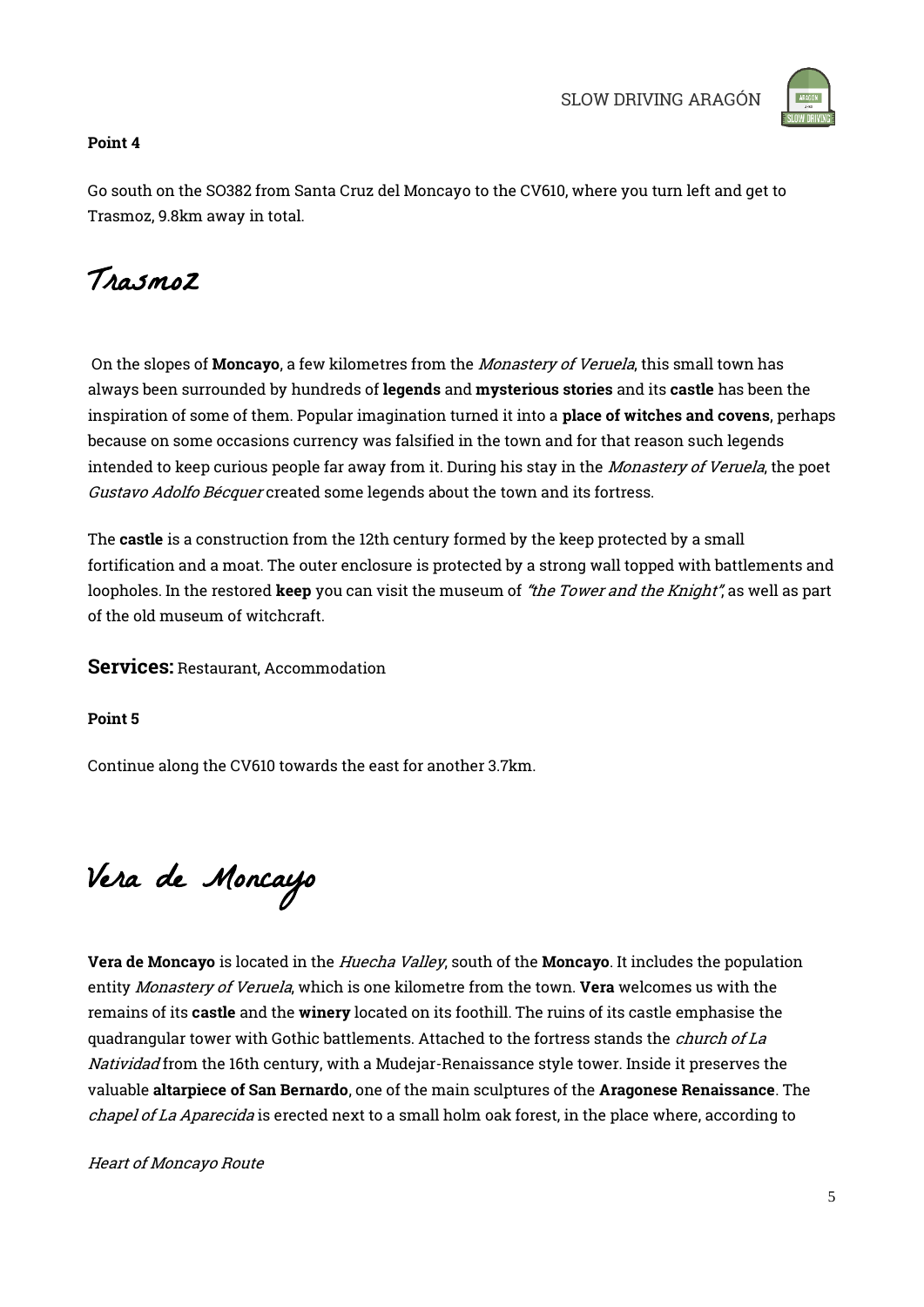**Point 4**

Go south on the SO382 from Santa Cruz del Moncayo to the CV610, where you turn left and get to Trasmoz, 9.8km away in total.

# Trasmoz

On the slopes of **Moncayo**, a few kilometres from the *Monastery of Veruela*, this small town has always been surrounded by hundreds of **legends** and **mysterious stories** and its **castle** has been the inspiration of some of them. Popular imagination turned it into a **place of witches and covens**, perhaps because on some occasions currency was falsified in the town and for that reason such legends intended to keep curious people far away from it. During his stay in the *Monastery of Veruela*, the poet *Gustavo Adolfo Bécquer* created some legends about the town and its fortress.

The **castle** is a construction from the 12th century formed by the keep protected by a small fortification and a moat. The outer enclosure is protected by a strong wall topped with battlements and loopholes. In the restored **keep** you can visit the museum of *"the Tower and the Knight"*, as well as part of the old museum of witchcraft.

**Services:** Restaurant, Accommodation

**Point 5**

Continue along the CV610 towards the east for another 3.7km.

# Vera de Moncayo

**Vera de Moncayo** is located in the *Huecha Valley*, south of the **Moncayo**. It includes the population entity *Monastery of Veruela*, which is one kilometre from the town. **Vera** welcomes us with the remains of its **castle** and the **winery** located on its foothill. The ruins of its castle emphasise the quadrangular tower with Gothic battlements. Attached to the fortress stands the *church of La Natividad* from the 16th century, with a Mudejar-Renaissance style tower. Inside it preserves the valuable **altarpiece of San Bernardo**, one of the main sculptures of the **Aragonese Renaissance**. The *chapel of La Aparecida* is erected next to a small holm oak forest, in the place where, according to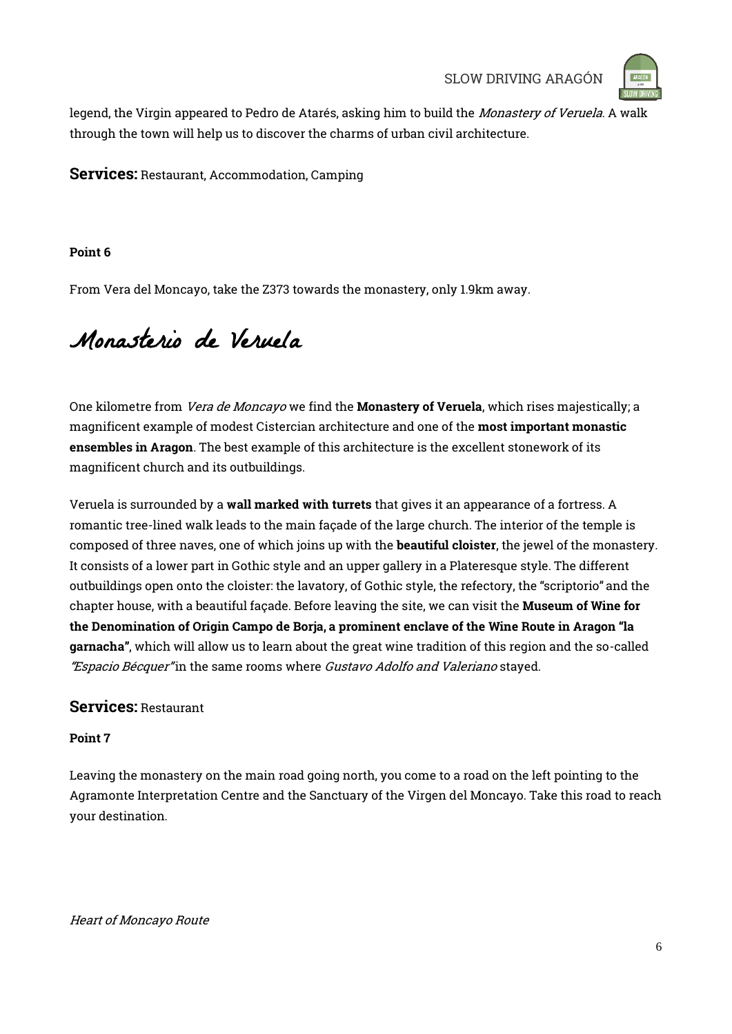legend, the Virgin appeared to Pedro de Atarés, asking him to build the *Monastery of Veruela*. A walk through the town will help us to discover the charms of urban civil architecture.

**Services:** Restaurant, Accommodation, Camping

**Point 6**

From Vera del Moncayo, take the Z373 towards the monastery, only 1.9km away.

# Monasterio de Veruela

One kilometre from *Vera de Moncayo* we find the **Monastery of Veruela**, which rises majestically; a magnificent example of modest Cistercian architecture and one of the **most important monastic ensembles in Aragon**. The best example of this architecture is the excellent stonework of its magnificent church and its outbuildings.

Veruela is surrounded by a **wall marked with turrets** that gives it an appearance of a fortress. A romantic tree-lined walk leads to the main façade of the large church. The interior of the temple is composed of three naves, one of which joins up with the **beautiful cloister**, the jewel of the monastery. It consists of a lower part in Gothic style and an upper gallery in a Plateresque style. The different outbuildings open onto the cloister: the lavatory, of Gothic style, the refectory, the "scriptorio" and the chapter house, with a beautiful façade. Before leaving the site, we can visit the **Museum of Wine for the Denomination of Origin Campo de Borja, a prominent enclave of the Wine Route in Aragon "la garnacha"**, which will allow us to learn about the great wine tradition of this region and the so-called *"Espacio Bécquer"* in the same rooms where *Gustavo Adolfo and Valeriano* stayed.

**Services:** Restaurant

**Point 7**

Leaving the monastery on the main road going north, you come to a road on the left pointing to the Agramonte Interpretation Centre and the Sanctuary of the Virgen del Moncayo. Take this road to reach your destination.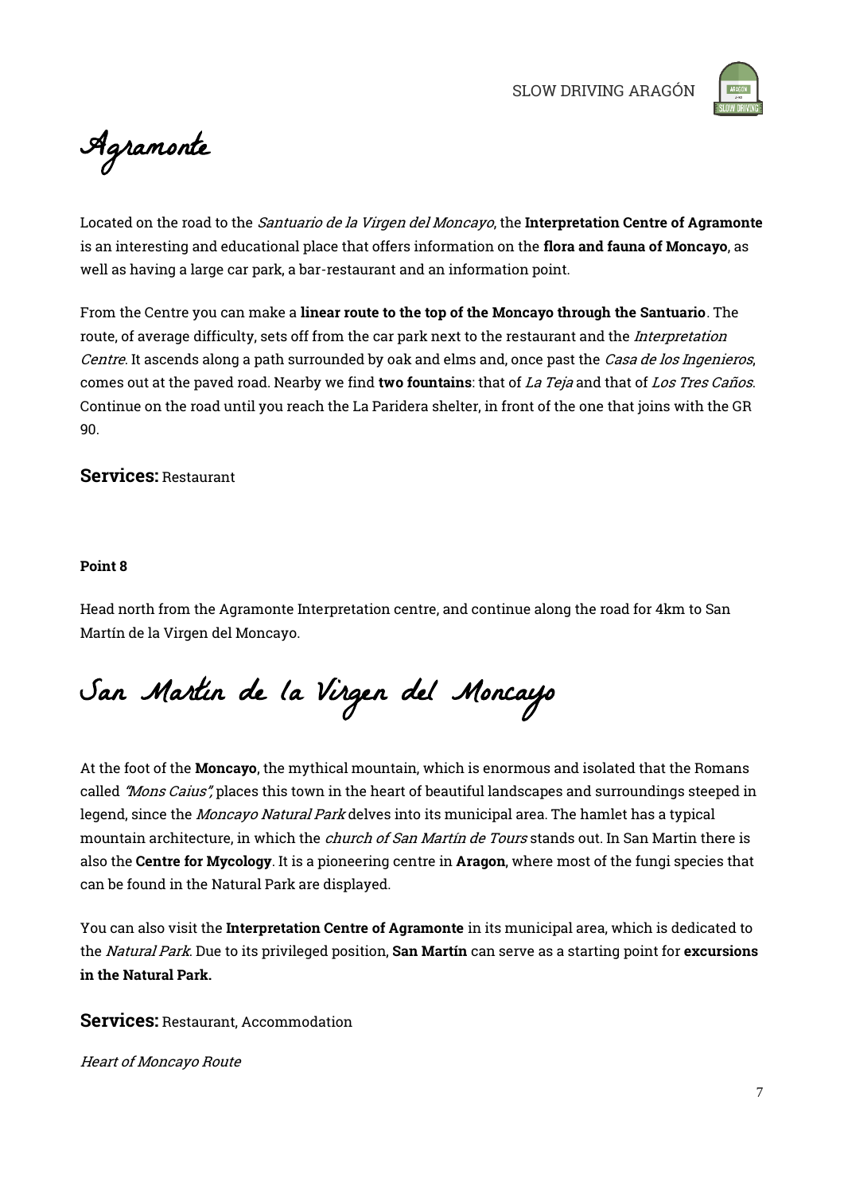# Agramonte

Located on the road to the *Santuario de la Virgen del Moncayo*, the **Interpretation Centre of Agramonte** is an interesting and educational place that offers information on the **flora and fauna of Moncayo**, as well as having a large car park, a bar-restaurant and an information point.

From the Centre you can make a **linear route to the top of the Moncayo through the Santuario**. The route, of average difficulty, sets off from the car park next to the restaurant and the *Interpretation Centre*. It ascends along a path surrounded by oak and elms and, once past the *Casa de los Ingenieros*, comes out at the paved road. Nearby we find **two fountains**: that of *La Teja* and that of *Los Tres Caños*. Continue on the road until you reach the La Paridera shelter, in front of the one that joins with the GR 90.

**Services:** Restaurant

**Point 8**

Head north from the Agramonte Interpretation centre, and continue along the road for 4km to San Martín de la Virgen del Moncayo.

# San Martín de la Virgen del Moncayo

At the foot of the **Moncayo**, the mythical mountain, which is enormous and isolated that the Romans called *"Mons Caius"*, places this town in the heart of beautiful landscapes and surroundings steeped in legend, since the *Moncayo Natural Park* delves into its municipal area. The hamlet has a typical mountain architecture, in which the *church of San Martín de Tours* stands out. In San Martin there is also the **Centre for Mycology**. It is a pioneering centre in **Aragon**, where most of the fungi species that can be found in the Natural Park are displayed.

You can also visit the **Interpretation Centre of Agramonte** in its municipal area, which is dedicated to the *Natural Park*. Due to its privileged position, **San Martín** can serve as a starting point for **excursions in the Natural Park.**

**Services:** Restaurant, Accommodation

*Heart of Moncayo Route*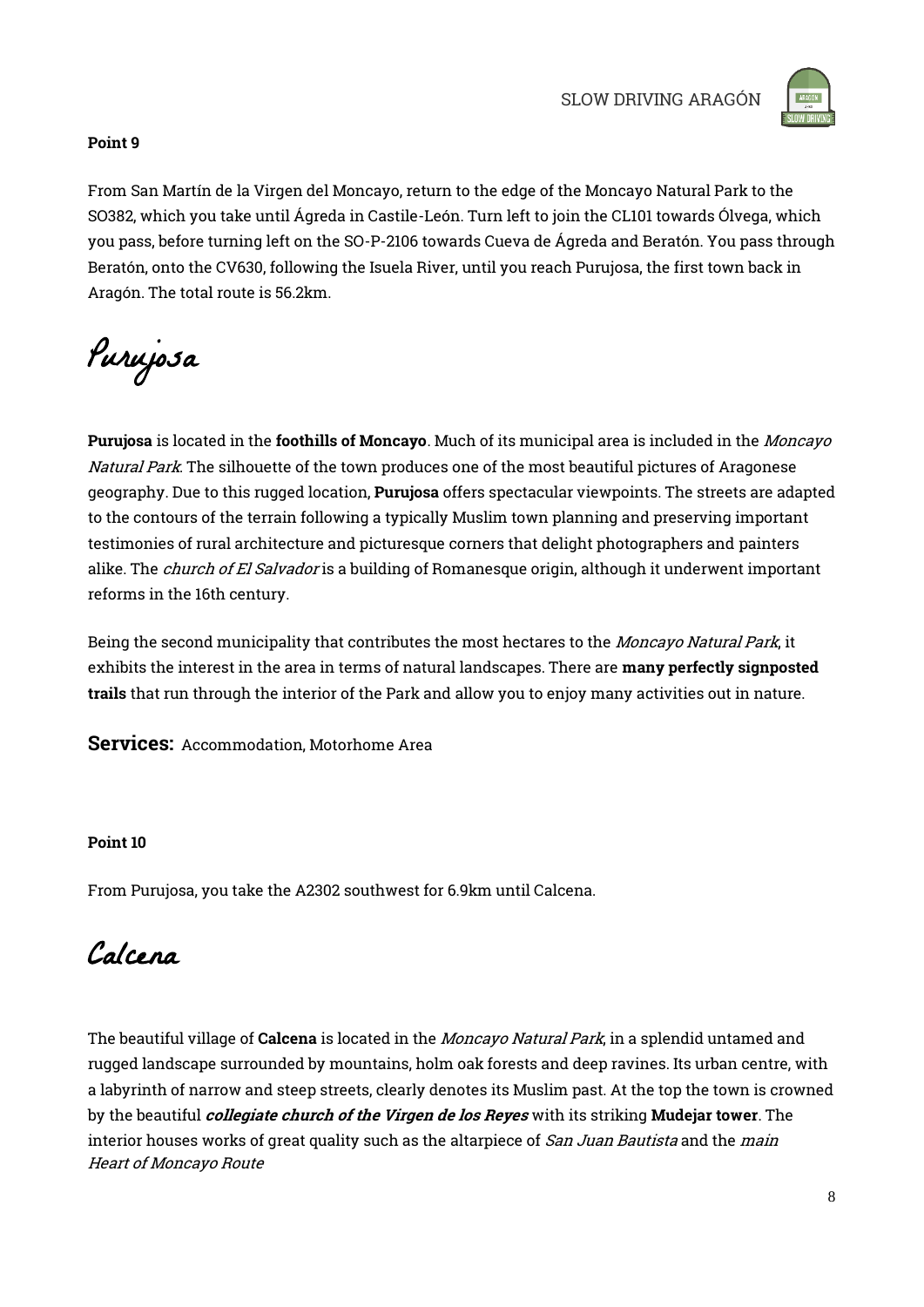**Point 9**

From San Martín de la Virgen del Moncayo, return to the edge of the Moncayo Natural Park to the SO382, which you take until Ágreda in Castile-León. Turn left to join the CL101 towards Ólvega, which you pass, before turning left on the SO-P-2106 towards Cueva de Ágreda and Beratón. You pass through Beratón, onto the CV630, following the Isuela River, until you reach Purujosa, the first town back in Aragón. The total route is 56.2km.

# Purujosa

**Purujosa** is located in the **foothills of Moncayo**. Much of its municipal area is included in the *Moncayo Natural Park*. The silhouette of the town produces one of the most beautiful pictures of Aragonese geography. Due to this rugged location, **Purujosa** offers spectacular viewpoints. The streets are adapted to the contours of the terrain following a typically Muslim town planning and preserving important testimonies of rural architecture and picturesque corners that delight photographers and painters alike. The *church of El Salvador* is a building of Romanesque origin, although it underwent important reforms in the 16th century.

Being the second municipality that contributes the most hectares to the *Moncayo Natural Park*, it exhibits the interest in the area in terms of natural landscapes. There are **many perfectly signposted trails** that run through the interior of the Park and allow you to enjoy many activities out in nature.

**Services:** Accommodation, Motorhome Area

**Point 10**

From Purujosa, you take the A2302 southwest for 6.9km until Calcena.

# Calcena

The beautiful village of **Calcena** is located in the *Moncayo Natural Park*, in a splendid untamed and rugged landscape surrounded by mountains, holm oak forests and deep ravines. Its urban centre, with a labyrinth of narrow and steep streets, clearly denotes its Muslim past. At the top the town is crowned by the beautiful ***collegiate church of the Virgen de los Reyes*** with its striking **Mudejar tower**. The interior houses works of great quality such as the altarpiece of *San Juan Bautista* and the *main*

*Heart of Moncayo Route*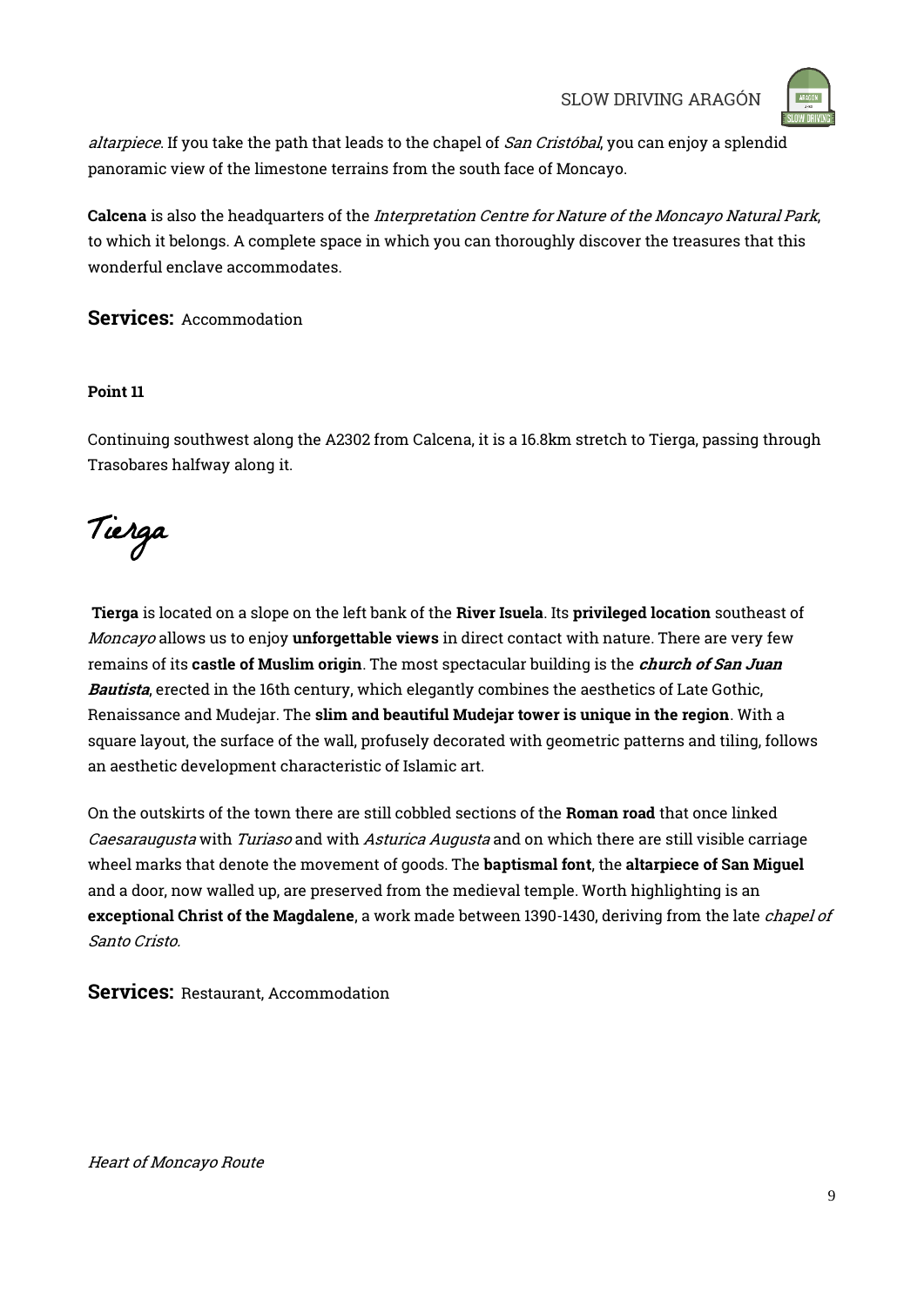*altarpiece*. If you take the path that leads to the chapel of *San Cristóbal*, you can enjoy a splendid panoramic view of the limestone terrains from the south face of Moncayo.

**Calcena** is also the headquarters of the *Interpretation Centre for Nature of the Moncayo Natural Park*, to which it belongs. A complete space in which you can thoroughly discover the treasures that this wonderful enclave accommodates.

**Services:** Accommodation

**Point 11**

Continuing southwest along the A2302 from Calcena, it is a 16.8km stretch to Tierga, passing through Trasobares halfway along it.

# Tierga

**Tierga** is located on a slope on the left bank of the **River Isuela**. Its **privileged location** southeast of *Moncayo* allows us to enjoy **unforgettable views** in direct contact with nature. There are very few remains of its **castle of Muslim origin**. The most spectacular building is the ***church of San Juan Bautista***, erected in the 16th century, which elegantly combines the aesthetics of Late Gothic, Renaissance and Mudejar. The **slim and beautiful Mudejar tower is unique in the region**. With a square layout, the surface of the wall, profusely decorated with geometric patterns and tiling, follows an aesthetic development characteristic of Islamic art.

On the outskirts of the town there are still cobbled sections of the **Roman road** that once linked *Caesaraugusta* with *Turiaso* and with *Asturica Augusta* and on which there are still visible carriage wheel marks that denote the movement of goods. The **baptismal font**, the **altarpiece of San Miguel** and a door, now walled up, are preserved from the medieval temple. Worth highlighting is an **exceptional Christ of the Magdalene**, a work made between 1390-1430, deriving from the late *chapel of Santo Cristo*.

**Services:** Restaurant, Accommodation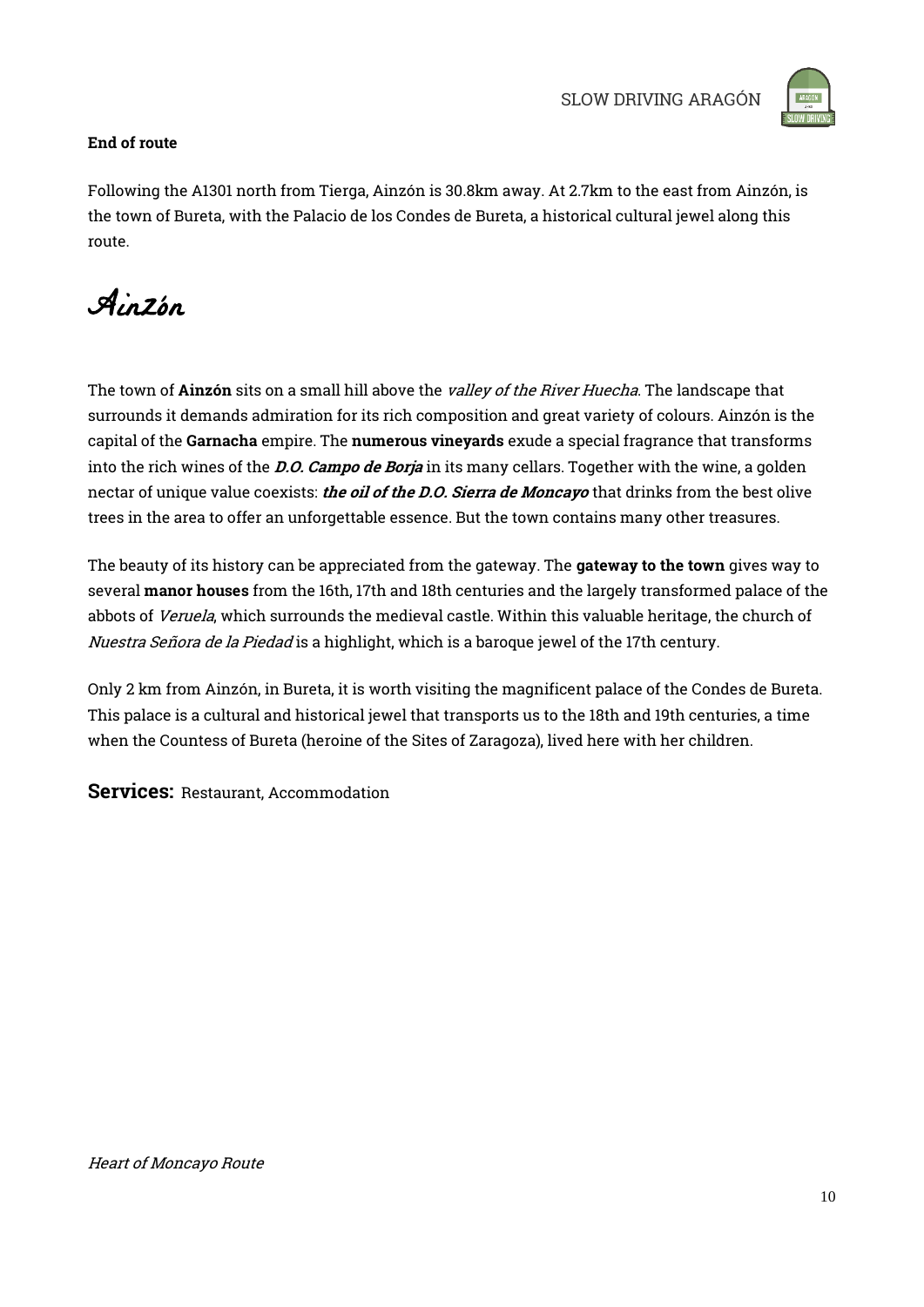**End of route**

Following the A1301 north from Tierga, Ainzón is 30.8km away. At 2.7km to the east from Ainzón, is the town of Bureta, with the Palacio de los Condes de Bureta, a historical cultural jewel along this route.

# Ainzón

The town of **Ainzón** sits on a small hill above the *valley of the River Huecha*. The landscape that surrounds it demands admiration for its rich composition and great variety of colours. Ainzón is the capital of the **Garnacha** empire. The **numerous vineyards** exude a special fragrance that transforms into the rich wines of the ***D.O. Campo de Borja*** in its many cellars. Together with the wine, a golden nectar of unique value coexists: ***the oil of the D.O. Sierra de Moncayo*** that drinks from the best olive trees in the area to offer an unforgettable essence. But the town contains many other treasures.

The beauty of its history can be appreciated from the gateway. The **gateway to the town** gives way to several **manor houses** from the 16th, 17th and 18th centuries and the largely transformed palace of the abbots of *Veruela*, which surrounds the medieval castle. Within this valuable heritage, the church of *Nuestra Señora de la Piedad* is a highlight, which is a baroque jewel of the 17th century.

Only 2 km from Ainzón, in Bureta, it is worth visiting the magnificent palace of the Condes de Bureta. This palace is a cultural and historical jewel that transports us to the 18th and 19th centuries, a time when the Countess of Bureta (heroine of the Sites of Zaragoza), lived here with her children.

**Services:** Restaurant, Accommodation